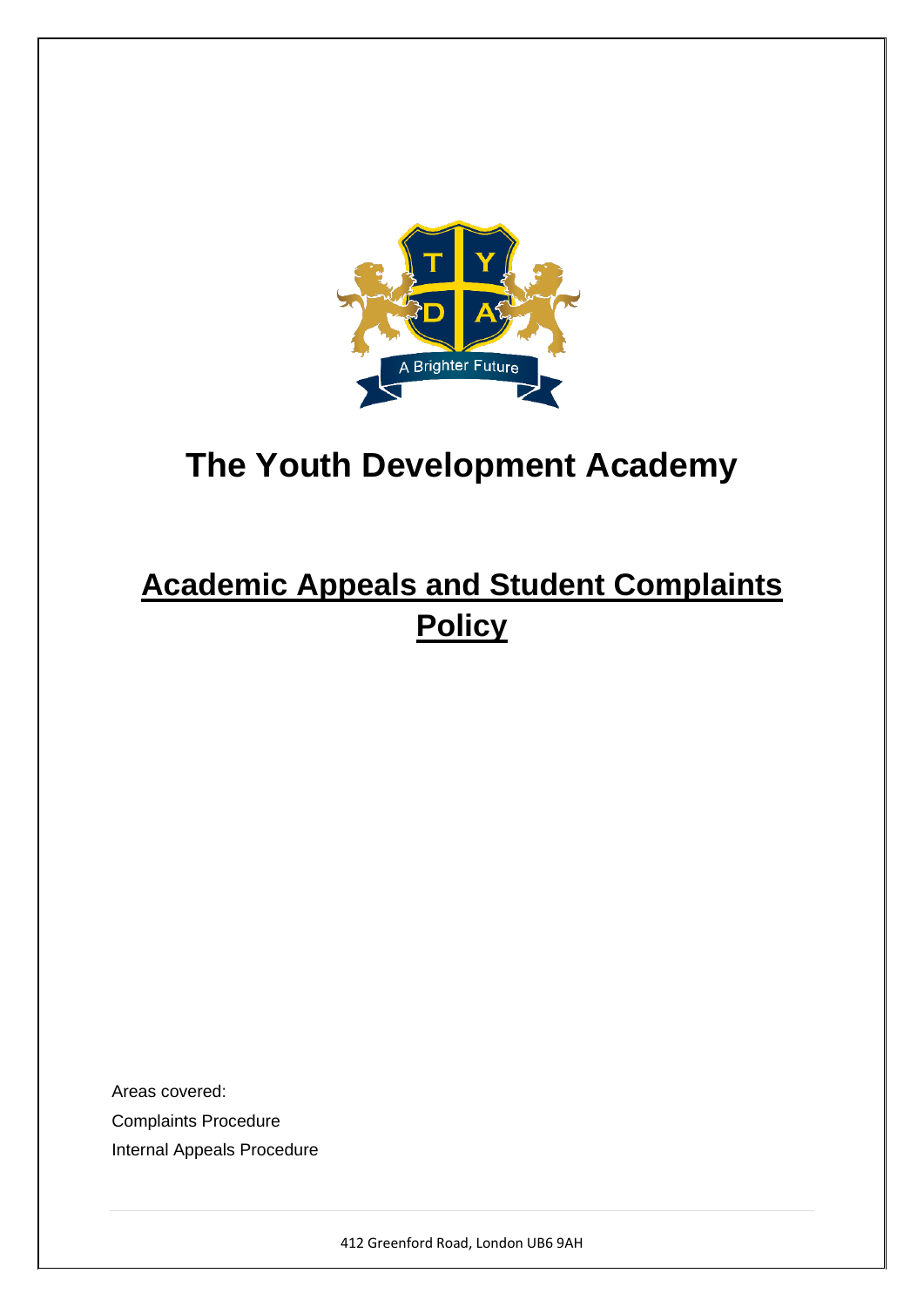# The Youth Development Academy

## Academic Appeals and Student Complaints Policy

Areas covered:

Complaints Procedure

Internal Appeals Procedure

412 Greenford Road, London UB6 9AH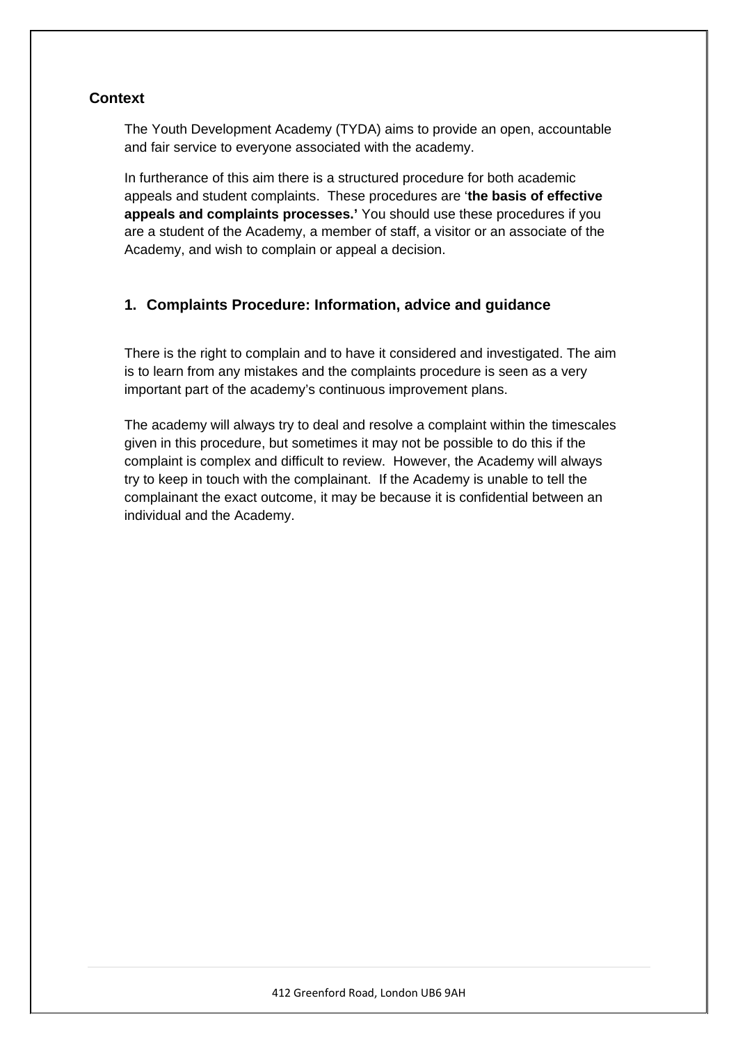## Context

The Youth Development Academy (TYDA) aims to provide an open, accountable and fair service to everyone associated with the academy.

In furtherance of this aim there is a structured procedure for both academic appeals and student complaints. These procedures are '**the basis of effective appeals and complaints processes.'** You should use these procedures if you are a student of the Academy, a member of staff, a visitor or an associate of the Academy, and wish to complain or appeal a decision.

### 1. Complaints Procedure: Information, advice and guidance

There is the right to complain and to have it considered and investigated. The aim is to learn from any mistakes and the complaints procedure is seen as a very important part of the academy's continuous improvement plans.

The academy will always try to deal and resolve a complaint within the timescales given in this procedure, but sometimes it may not be possible to do this if the complaint is complex and difficult to review. However, the Academy will always try to keep in touch with the complainant. If the Academy is unable to tell the complainant the exact outcome, it may be because it is confidential between an individual and the Academy.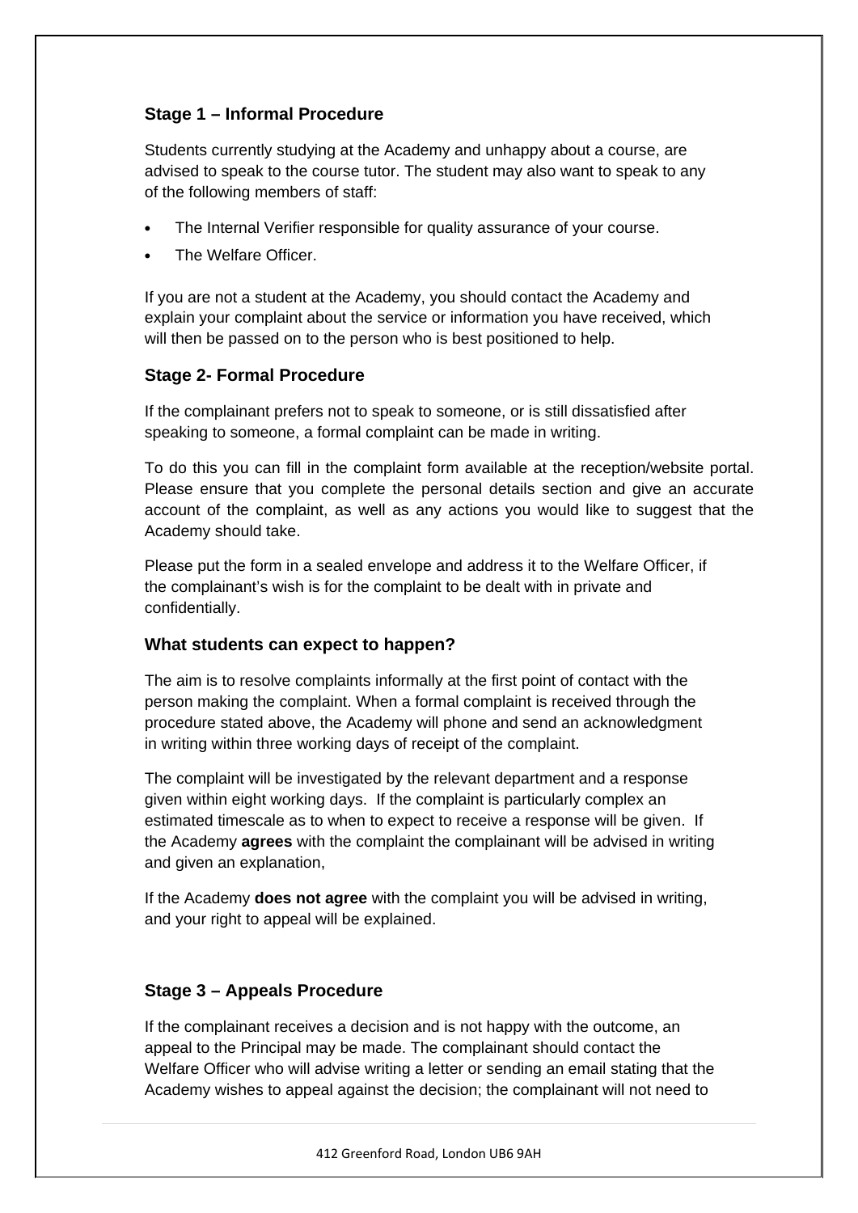### Stage 1 – Informal Procedure

Students currently studying at the Academy and unhappy about a course, are advised to speak to the course tutor. The student may also want to speak to any of the following members of staff:

- The Internal Verifier responsible for quality assurance of your course.
- The Welfare Officer.

If you are not a student at the Academy, you should contact the Academy and explain your complaint about the service or information you have received, which will then be passed on to the person who is best positioned to help.

### Stage 2- Formal Procedure

If the complainant prefers not to speak to someone, or is still dissatisfied after speaking to someone, a formal complaint can be made in writing.

To do this you can fill in the complaint form available at the reception/website portal. Please ensure that you complete the personal details section and give an accurate account of the complaint, as well as any actions you would like to suggest that the Academy should take.

Please put the form in a sealed envelope and address it to the Welfare Officer, if the complainant's wish is for the complaint to be dealt with in private and confidentially.

### What students can expect to happen?

The aim is to resolve complaints informally at the first point of contact with the person making the complaint. When a formal complaint is received through the procedure stated above, the Academy will phone and send an acknowledgment in writing within three working days of receipt of the complaint.

The complaint will be investigated by the relevant department and a response given within eight working days. If the complaint is particularly complex an estimated timescale as to when to expect to receive a response will be given. If the Academy **agrees** with the complaint the complainant will be advised in writing and given an explanation,

If the Academy **does not agree** with the complaint you will be advised in writing, and your right to appeal will be explained.

### Stage 3 – Appeals Procedure

If the complainant receives a decision and is not happy with the outcome, an appeal to the Principal may be made. The complainant should contact the Welfare Officer who will advise writing a letter or sending an email stating that the Academy wishes to appeal against the decision; the complainant will not need to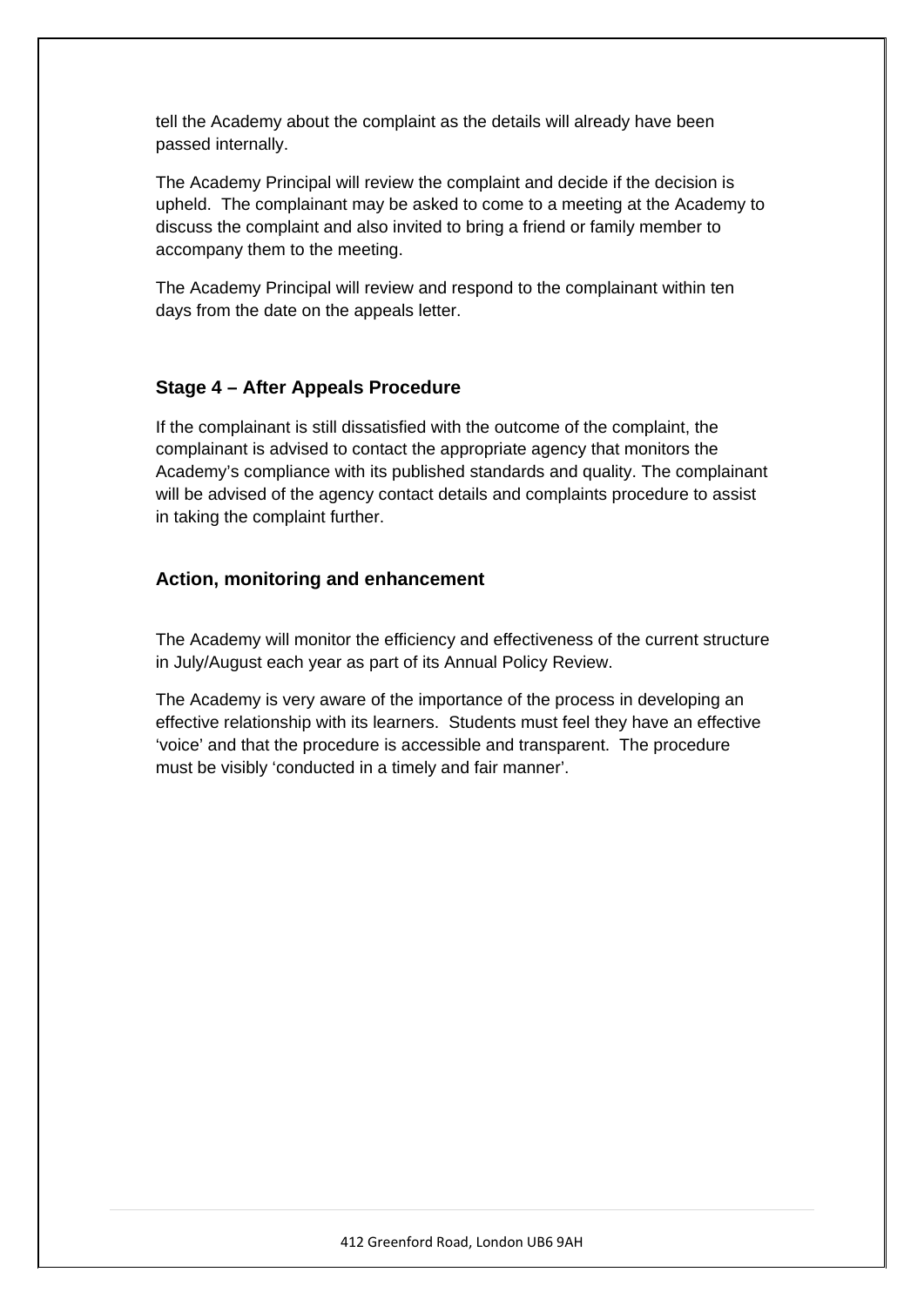tell the Academy about the complaint as the details will already have been passed internally.

The Academy Principal will review the complaint and decide if the decision is upheld. The complainant may be asked to come to a meeting at the Academy to discuss the complaint and also invited to bring a friend or family member to accompany them to the meeting.

The Academy Principal will review and respond to the complainant within ten days from the date on the appeals letter.

### Stage 4 – After Appeals Procedure

If the complainant is still dissatisfied with the outcome of the complaint, the complainant is advised to contact the appropriate agency that monitors the Academy's compliance with its published standards and quality. The complainant will be advised of the agency contact details and complaints procedure to assist in taking the complaint further.

### Action, monitoring and enhancement

The Academy will monitor the efficiency and effectiveness of the current structure in July/August each year as part of its Annual Policy Review.

The Academy is very aware of the importance of the process in developing an effective relationship with its learners. Students must feel they have an effective 'voice' and that the procedure is accessible and transparent. The procedure must be visibly 'conducted in a timely and fair manner'.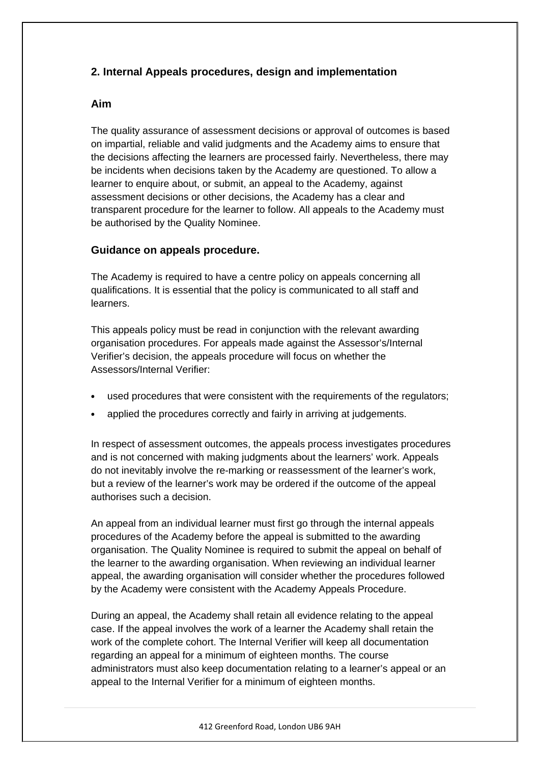## 2. Internal Appeals procedures, design and implementation

### Aim

The quality assurance of assessment decisions or approval of outcomes is based on impartial, reliable and valid judgments and the Academy aims to ensure that the decisions affecting the learners are processed fairly. Nevertheless, there may be incidents when decisions taken by the Academy are questioned. To allow a learner to enquire about, or submit, an appeal to the Academy, against assessment decisions or other decisions, the Academy has a clear and transparent procedure for the learner to follow. All appeals to the Academy must be authorised by the Quality Nominee.

### Guidance on appeals procedure.

The Academy is required to have a centre policy on appeals concerning all qualifications. It is essential that the policy is communicated to all staff and learners.

This appeals policy must be read in conjunction with the relevant awarding organisation procedures. For appeals made against the Assessor's/Internal Verifier's decision, the appeals procedure will focus on whether the Assessors/Internal Verifier:

- used procedures that were consistent with the requirements of the regulators;
- applied the procedures correctly and fairly in arriving at judgements.

In respect of assessment outcomes, the appeals process investigates procedures and is not concerned with making judgments about the learners' work. Appeals do not inevitably involve the re-marking or reassessment of the learner's work, but a review of the learner's work may be ordered if the outcome of the appeal authorises such a decision.

An appeal from an individual learner must first go through the internal appeals procedures of the Academy before the appeal is submitted to the awarding organisation. The Quality Nominee is required to submit the appeal on behalf of the learner to the awarding organisation. When reviewing an individual learner appeal, the awarding organisation will consider whether the procedures followed by the Academy were consistent with the Academy Appeals Procedure.

During an appeal, the Academy shall retain all evidence relating to the appeal case. If the appeal involves the work of a learner the Academy shall retain the work of the complete cohort. The Internal Verifier will keep all documentation regarding an appeal for a minimum of eighteen months. The course administrators must also keep documentation relating to a learner's appeal or an appeal to the Internal Verifier for a minimum of eighteen months.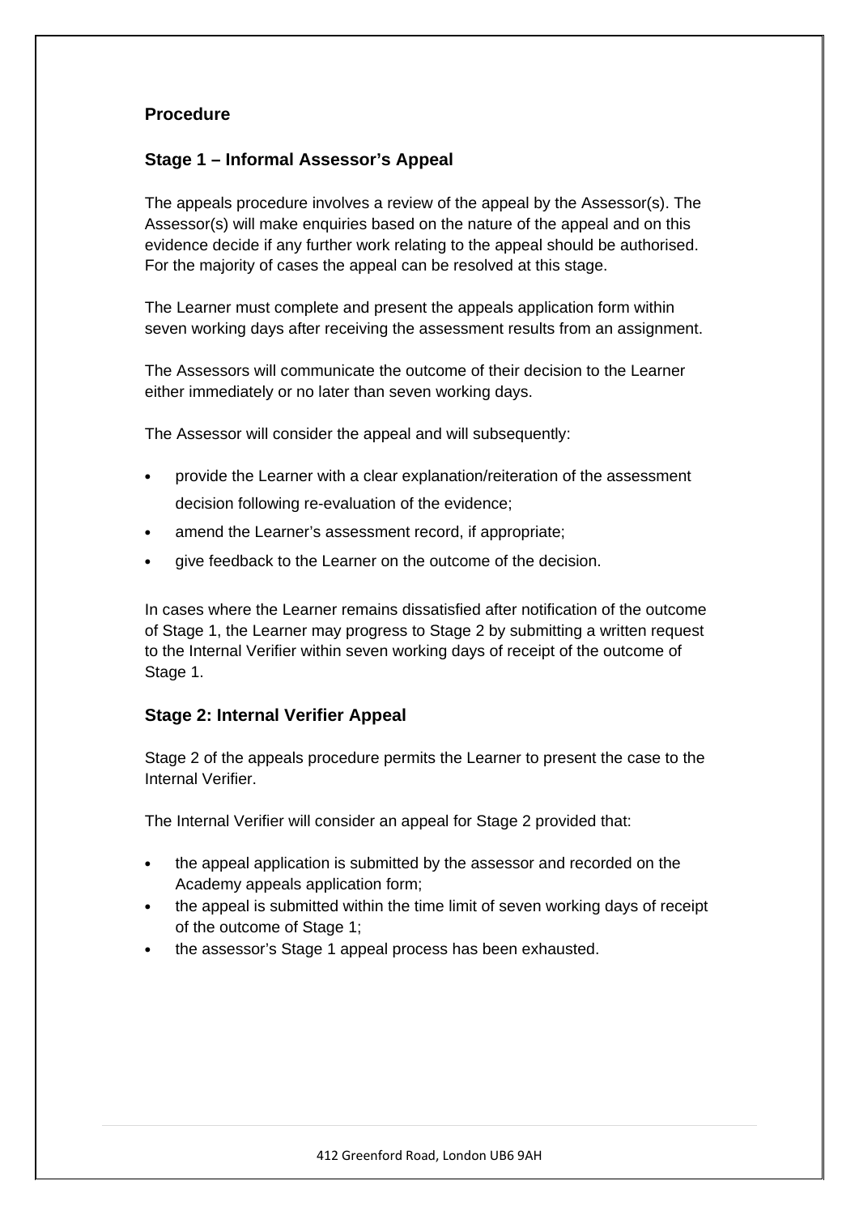## Procedure

### Stage 1 – Informal Assessor's Appeal

The appeals procedure involves a review of the appeal by the Assessor(s). The Assessor(s) will make enquiries based on the nature of the appeal and on this evidence decide if any further work relating to the appeal should be authorised. For the majority of cases the appeal can be resolved at this stage.

The Learner must complete and present the appeals application form within seven working days after receiving the assessment results from an assignment.

The Assessors will communicate the outcome of their decision to the Learner either immediately or no later than seven working days.

The Assessor will consider the appeal and will subsequently:

- provide the Learner with a clear explanation/reiteration of the assessment decision following re-evaluation of the evidence;
- amend the Learner's assessment record, if appropriate;
- give feedback to the Learner on the outcome of the decision.

In cases where the Learner remains dissatisfied after notification of the outcome of Stage 1, the Learner may progress to Stage 2 by submitting a written request to the Internal Verifier within seven working days of receipt of the outcome of Stage 1.

### Stage 2: Internal Verifier Appeal

Stage 2 of the appeals procedure permits the Learner to present the case to the Internal Verifier.

The Internal Verifier will consider an appeal for Stage 2 provided that:

- the appeal application is submitted by the assessor and recorded on the Academy appeals application form;
- the appeal is submitted within the time limit of seven working days of receipt of the outcome of Stage 1;
- the assessor's Stage 1 appeal process has been exhausted.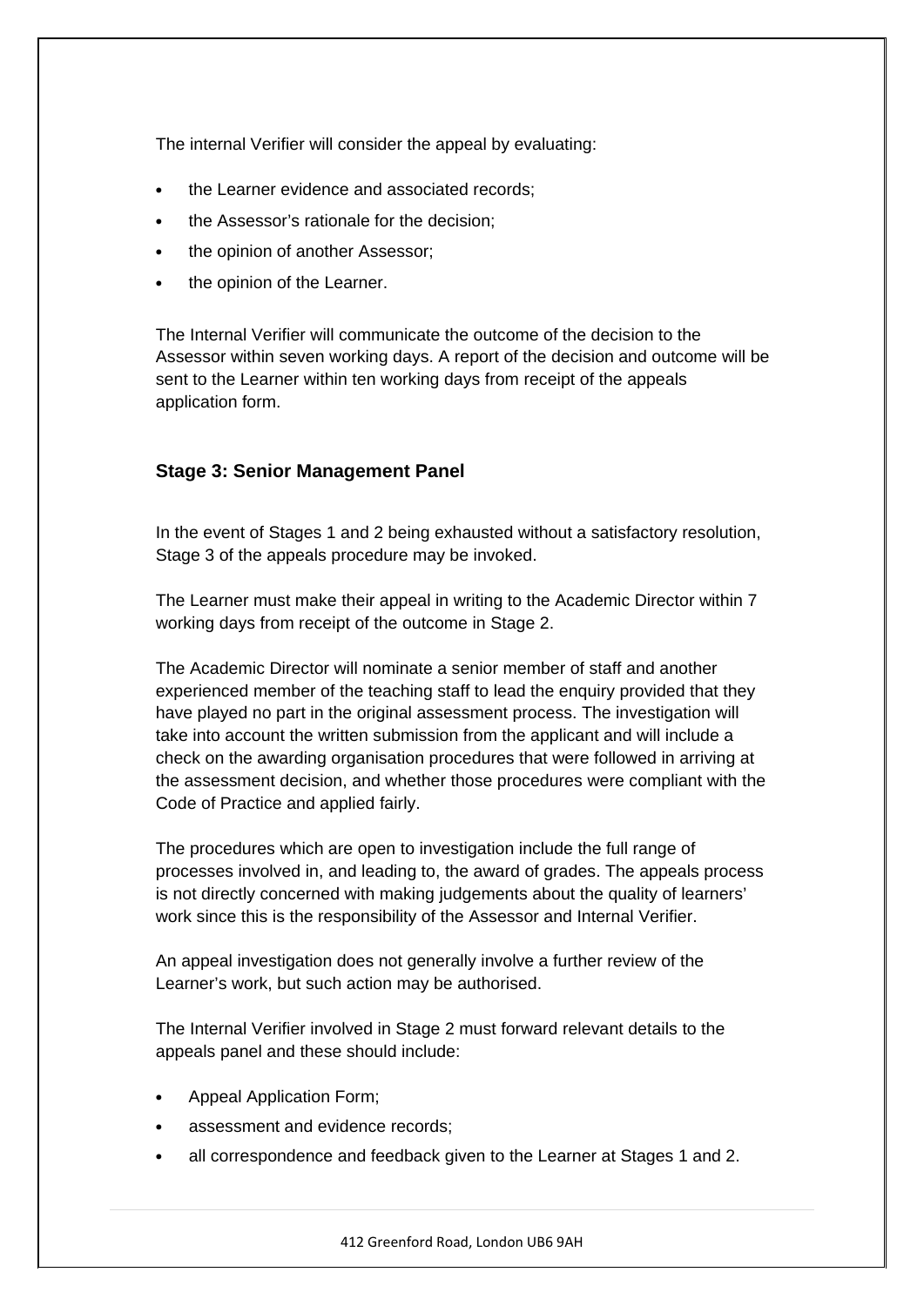The internal Verifier will consider the appeal by evaluating:

- the Learner evidence and associated records;
- the Assessor's rationale for the decision;
- the opinion of another Assessor;
- the opinion of the Learner.

The Internal Verifier will communicate the outcome of the decision to the Assessor within seven working days. A report of the decision and outcome will be sent to the Learner within ten working days from receipt of the appeals application form.

### Stage 3: Senior Management Panel

In the event of Stages 1 and 2 being exhausted without a satisfactory resolution, Stage 3 of the appeals procedure may be invoked.

The Learner must make their appeal in writing to the Academic Director within 7 working days from receipt of the outcome in Stage 2.

The Academic Director will nominate a senior member of staff and another experienced member of the teaching staff to lead the enquiry provided that they have played no part in the original assessment process. The investigation will take into account the written submission from the applicant and will include a check on the awarding organisation procedures that were followed in arriving at the assessment decision, and whether those procedures were compliant with the Code of Practice and applied fairly.

The procedures which are open to investigation include the full range of processes involved in, and leading to, the award of grades. The appeals process is not directly concerned with making judgements about the quality of learners' work since this is the responsibility of the Assessor and Internal Verifier.

An appeal investigation does not generally involve a further review of the Learner's work, but such action may be authorised.

The Internal Verifier involved in Stage 2 must forward relevant details to the appeals panel and these should include:

- Appeal Application Form;
- assessment and evidence records;
- all correspondence and feedback given to the Learner at Stages 1 and 2.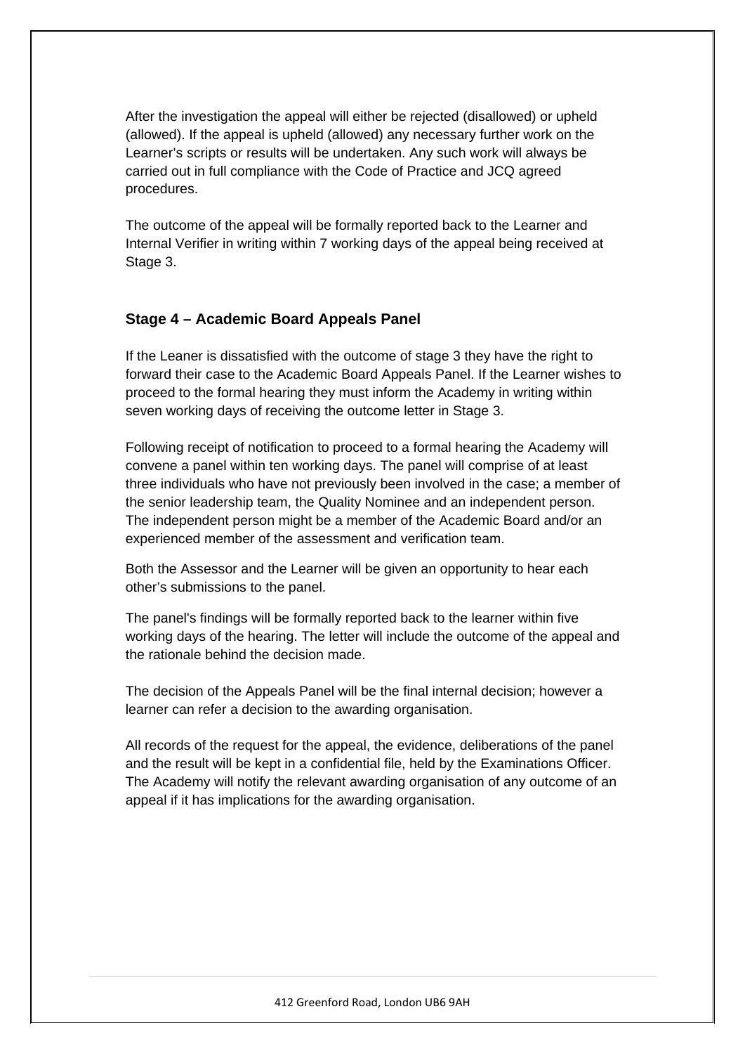After the investigation the appeal will either be rejected (disallowed) or upheld (allowed). If the appeal is upheld (allowed) any necessary further work on the Learner's scripts or results will be undertaken. Any such work will always be carried out in full compliance with the Code of Practice and JCQ agreed procedures.

The outcome of the appeal will be formally reported back to the Learner and Internal Verifier in writing within 7 working days of the appeal being received at Stage 3.

### Stage 4 – Academic Board Appeals Panel

If the Leaner is dissatisfied with the outcome of stage 3 they have the right to forward their case to the Academic Board Appeals Panel. If the Learner wishes to proceed to the formal hearing they must inform the Academy in writing within seven working days of receiving the outcome letter in Stage 3.

Following receipt of notification to proceed to a formal hearing the Academy will convene a panel within ten working days. The panel will comprise of at least three individuals who have not previously been involved in the case; a member of the senior leadership team, the Quality Nominee and an independent person. The independent person might be a member of the Academic Board and/or an experienced member of the assessment and verification team.

Both the Assessor and the Learner will be given an opportunity to hear each other's submissions to the panel.

The panel's findings will be formally reported back to the learner within five working days of the hearing. The letter will include the outcome of the appeal and the rationale behind the decision made.

The decision of the Appeals Panel will be the final internal decision; however a learner can refer a decision to the awarding organisation.

All records of the request for the appeal, the evidence, deliberations of the panel and the result will be kept in a confidential file, held by the Examinations Officer. The Academy will notify the relevant awarding organisation of any outcome of an appeal if it has implications for the awarding organisation.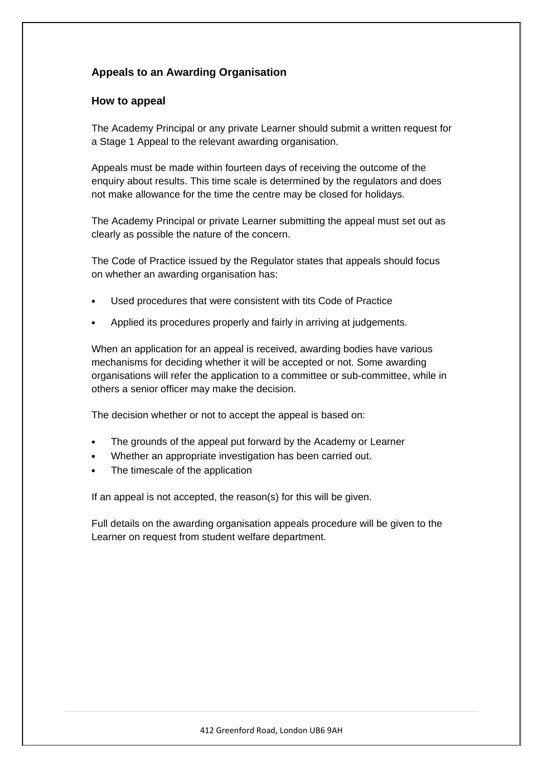### Appeals to an Awarding Organisation

### How to appeal

The Academy Principal or any private Learner should submit a written request for a Stage 1 Appeal to the relevant awarding organisation.

Appeals must be made within fourteen days of receiving the outcome of the enquiry about results. This time scale is determined by the regulators and does not make allowance for the time the centre may be closed for holidays.

The Academy Principal or private Learner submitting the appeal must set out as clearly as possible the nature of the concern.

The Code of Practice issued by the Regulator states that appeals should focus on whether an awarding organisation has:

- Used procedures that were consistent with tits Code of Practice
- Applied its procedures properly and fairly in arriving at judgements.

When an application for an appeal is received, awarding bodies have various mechanisms for deciding whether it will be accepted or not. Some awarding organisations will refer the application to a committee or sub-committee, while in others a senior officer may make the decision.

The decision whether or not to accept the appeal is based on:

- The grounds of the appeal put forward by the Academy or Learner
- Whether an appropriate investigation has been carried out.
- The timescale of the application

If an appeal is not accepted, the reason(s) for this will be given.

Full details on the awarding organisation appeals procedure will be given to the Learner on request from student welfare department.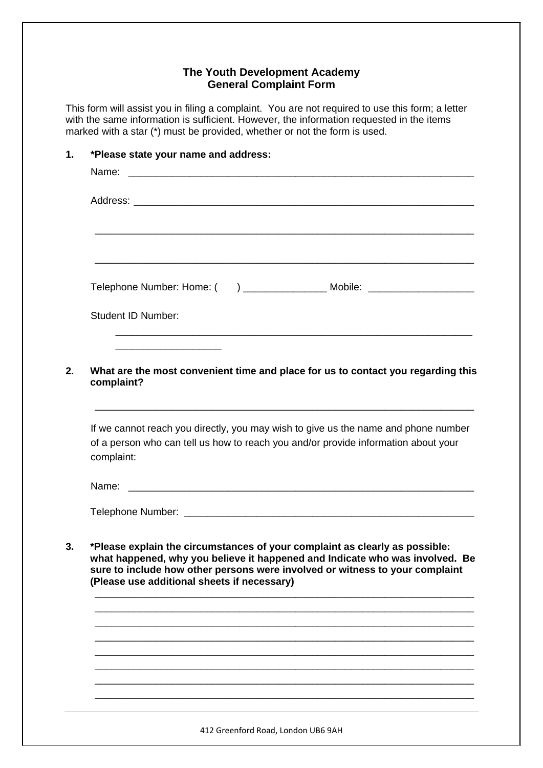# The Youth Development Academy
## General Complaint Form

This form will assist you in filing a complaint. You are not required to use this form; a letter with the same information is sufficient. However, the information requested in the items marked with a star (*) must be provided, whether or not the form is used.

**1. *Please state your name and address:**

Name: ________________________________________________________________

Address: ______________________________________________________________

______________________________________________________________________

______________________________________________________________________

Telephone Number: Home: (     ) _______________ Mobile: ___________________

Student ID Number:

______________________________________________________________________
___________________

**2. What are the most convenient time and place for us to contact you regarding this complaint?**

______________________________________________________________________

If we cannot reach you directly, you may wish to give us the name and phone number of a person who can tell us how to reach you and/or provide information about your complaint:

Name: ________________________________________________________________

Telephone Number: _____________________________________________________

**3. *Please explain the circumstances of your complaint as clearly as possible: what happened, why you believe it happened and Indicate who was involved. Be sure to include how other persons were involved or witness to your complaint (Please use additional sheets if necessary)**

______________________________________________________________________
______________________________________________________________________
______________________________________________________________________
______________________________________________________________________
______________________________________________________________________
______________________________________________________________________
______________________________________________________________________
______________________________________________________________________

412 Greenford Road, London UB6 9AH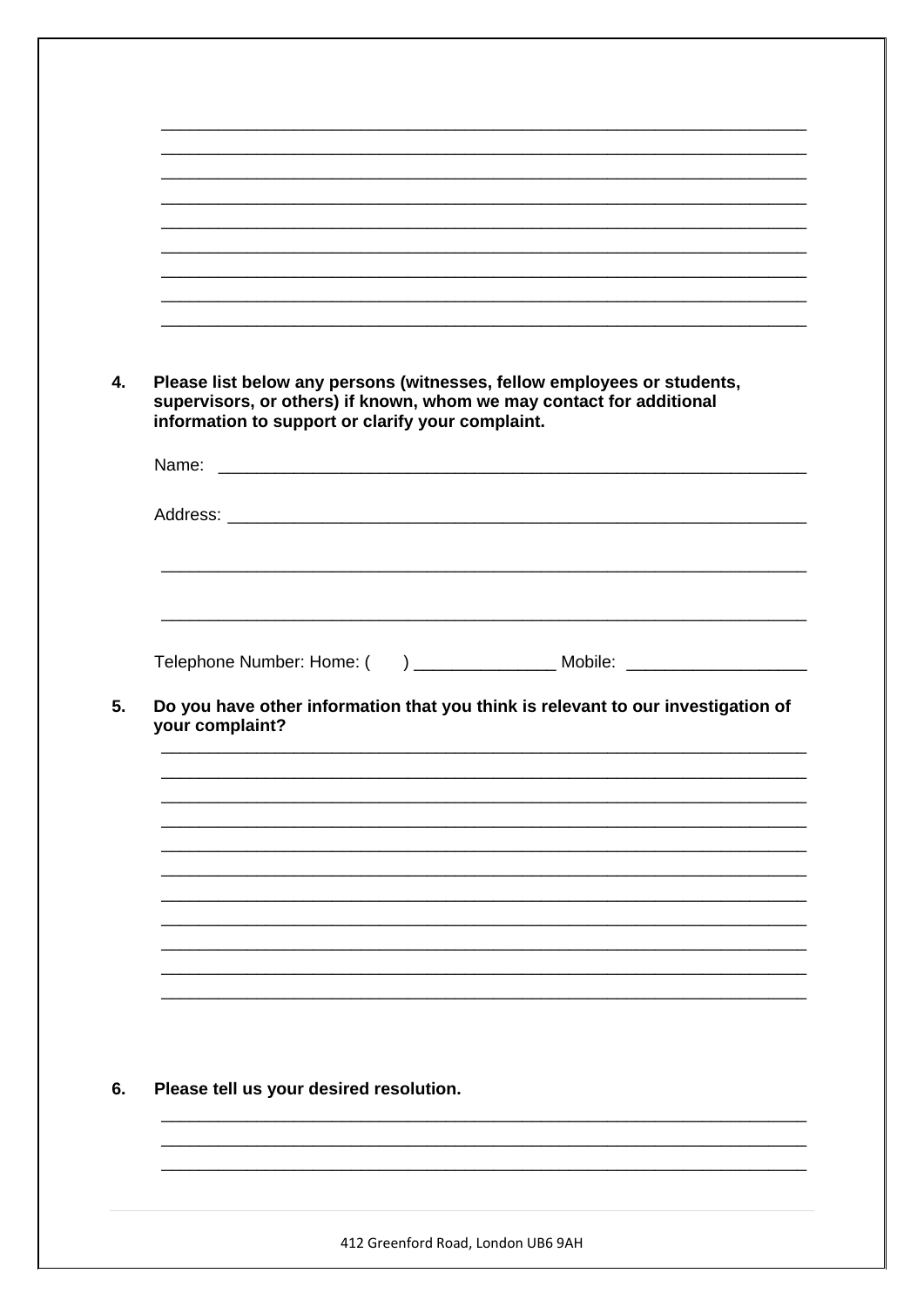\_\_\_\_\_\_\_\_\_\_\_\_\_\_\_\_\_\_\_\_\_\_\_\_\_\_\_\_\_\_\_\_\_\_\_\_\_\_\_\_\_\_\_\_\_\_\_\_\_\_\_\_\_\_\_\_\_\_\_\_\_\_\_\_
\_\_\_\_\_\_\_\_\_\_\_\_\_\_\_\_\_\_\_\_\_\_\_\_\_\_\_\_\_\_\_\_\_\_\_\_\_\_\_\_\_\_\_\_\_\_\_\_\_\_\_\_\_\_\_\_\_\_\_\_\_\_\_\_
\_\_\_\_\_\_\_\_\_\_\_\_\_\_\_\_\_\_\_\_\_\_\_\_\_\_\_\_\_\_\_\_\_\_\_\_\_\_\_\_\_\_\_\_\_\_\_\_\_\_\_\_\_\_\_\_\_\_\_\_\_\_\_\_
\_\_\_\_\_\_\_\_\_\_\_\_\_\_\_\_\_\_\_\_\_\_\_\_\_\_\_\_\_\_\_\_\_\_\_\_\_\_\_\_\_\_\_\_\_\_\_\_\_\_\_\_\_\_\_\_\_\_\_\_\_\_\_\_
\_\_\_\_\_\_\_\_\_\_\_\_\_\_\_\_\_\_\_\_\_\_\_\_\_\_\_\_\_\_\_\_\_\_\_\_\_\_\_\_\_\_\_\_\_\_\_\_\_\_\_\_\_\_\_\_\_\_\_\_\_\_\_\_
\_\_\_\_\_\_\_\_\_\_\_\_\_\_\_\_\_\_\_\_\_\_\_\_\_\_\_\_\_\_\_\_\_\_\_\_\_\_\_\_\_\_\_\_\_\_\_\_\_\_\_\_\_\_\_\_\_\_\_\_\_\_\_\_
\_\_\_\_\_\_\_\_\_\_\_\_\_\_\_\_\_\_\_\_\_\_\_\_\_\_\_\_\_\_\_\_\_\_\_\_\_\_\_\_\_\_\_\_\_\_\_\_\_\_\_\_\_\_\_\_\_\_\_\_\_\_\_\_
\_\_\_\_\_\_\_\_\_\_\_\_\_\_\_\_\_\_\_\_\_\_\_\_\_\_\_\_\_\_\_\_\_\_\_\_\_\_\_\_\_\_\_\_\_\_\_\_\_\_\_\_\_\_\_\_\_\_\_\_\_\_\_\_
\_\_\_\_\_\_\_\_\_\_\_\_\_\_\_\_\_\_\_\_\_\_\_\_\_\_\_\_\_\_\_\_\_\_\_\_\_\_\_\_\_\_\_\_\_\_\_\_\_\_\_\_\_\_\_\_\_\_\_\_\_\_\_\_

**4. Please list below any persons (witnesses, fellow employees or students, supervisors, or others) if known, whom we may contact for additional information to support or clarify your complaint.**

Name: \_\_\_\_\_\_\_\_\_\_\_\_\_\_\_\_\_\_\_\_\_\_\_\_\_\_\_\_\_\_\_\_\_\_\_\_\_\_\_\_\_\_\_\_\_\_\_\_\_\_\_\_\_\_\_\_\_\_

Address: \_\_\_\_\_\_\_\_\_\_\_\_\_\_\_\_\_\_\_\_\_\_\_\_\_\_\_\_\_\_\_\_\_\_\_\_\_\_\_\_\_\_\_\_\_\_\_\_\_\_\_\_\_\_\_\_\_

\_\_\_\_\_\_\_\_\_\_\_\_\_\_\_\_\_\_\_\_\_\_\_\_\_\_\_\_\_\_\_\_\_\_\_\_\_\_\_\_\_\_\_\_\_\_\_\_\_\_\_\_\_\_\_\_\_\_\_\_\_\_\_\_

\_\_\_\_\_\_\_\_\_\_\_\_\_\_\_\_\_\_\_\_\_\_\_\_\_\_\_\_\_\_\_\_\_\_\_\_\_\_\_\_\_\_\_\_\_\_\_\_\_\_\_\_\_\_\_\_\_\_\_\_\_\_\_\_

Telephone Number: Home: (      ) \_\_\_\_\_\_\_\_\_\_\_\_\_\_\_ Mobile: \_\_\_\_\_\_\_\_\_\_\_\_\_\_\_\_\_\_

**5. Do you have other information that you think is relevant to our investigation of your complaint?**

\_\_\_\_\_\_\_\_\_\_\_\_\_\_\_\_\_\_\_\_\_\_\_\_\_\_\_\_\_\_\_\_\_\_\_\_\_\_\_\_\_\_\_\_\_\_\_\_\_\_\_\_\_\_\_\_\_\_\_\_\_\_\_\_
\_\_\_\_\_\_\_\_\_\_\_\_\_\_\_\_\_\_\_\_\_\_\_\_\_\_\_\_\_\_\_\_\_\_\_\_\_\_\_\_\_\_\_\_\_\_\_\_\_\_\_\_\_\_\_\_\_\_\_\_\_\_\_\_
\_\_\_\_\_\_\_\_\_\_\_\_\_\_\_\_\_\_\_\_\_\_\_\_\_\_\_\_\_\_\_\_\_\_\_\_\_\_\_\_\_\_\_\_\_\_\_\_\_\_\_\_\_\_\_\_\_\_\_\_\_\_\_\_
\_\_\_\_\_\_\_\_\_\_\_\_\_\_\_\_\_\_\_\_\_\_\_\_\_\_\_\_\_\_\_\_\_\_\_\_\_\_\_\_\_\_\_\_\_\_\_\_\_\_\_\_\_\_\_\_\_\_\_\_\_\_\_\_
\_\_\_\_\_\_\_\_\_\_\_\_\_\_\_\_\_\_\_\_\_\_\_\_\_\_\_\_\_\_\_\_\_\_\_\_\_\_\_\_\_\_\_\_\_\_\_\_\_\_\_\_\_\_\_\_\_\_\_\_\_\_\_\_
\_\_\_\_\_\_\_\_\_\_\_\_\_\_\_\_\_\_\_\_\_\_\_\_\_\_\_\_\_\_\_\_\_\_\_\_\_\_\_\_\_\_\_\_\_\_\_\_\_\_\_\_\_\_\_\_\_\_\_\_\_\_\_\_
\_\_\_\_\_\_\_\_\_\_\_\_\_\_\_\_\_\_\_\_\_\_\_\_\_\_\_\_\_\_\_\_\_\_\_\_\_\_\_\_\_\_\_\_\_\_\_\_\_\_\_\_\_\_\_\_\_\_\_\_\_\_\_\_
\_\_\_\_\_\_\_\_\_\_\_\_\_\_\_\_\_\_\_\_\_\_\_\_\_\_\_\_\_\_\_\_\_\_\_\_\_\_\_\_\_\_\_\_\_\_\_\_\_\_\_\_\_\_\_\_\_\_\_\_\_\_\_\_
\_\_\_\_\_\_\_\_\_\_\_\_\_\_\_\_\_\_\_\_\_\_\_\_\_\_\_\_\_\_\_\_\_\_\_\_\_\_\_\_\_\_\_\_\_\_\_\_\_\_\_\_\_\_\_\_\_\_\_\_\_\_\_\_
\_\_\_\_\_\_\_\_\_\_\_\_\_\_\_\_\_\_\_\_\_\_\_\_\_\_\_\_\_\_\_\_\_\_\_\_\_\_\_\_\_\_\_\_\_\_\_\_\_\_\_\_\_\_\_\_\_\_\_\_\_\_\_\_
\_\_\_\_\_\_\_\_\_\_\_\_\_\_\_\_\_\_\_\_\_\_\_\_\_\_\_\_\_\_\_\_\_\_\_\_\_\_\_\_\_\_\_\_\_\_\_\_\_\_\_\_\_\_\_\_\_\_\_\_\_\_\_\_

**6. Please tell us your desired resolution.**

\_\_\_\_\_\_\_\_\_\_\_\_\_\_\_\_\_\_\_\_\_\_\_\_\_\_\_\_\_\_\_\_\_\_\_\_\_\_\_\_\_\_\_\_\_\_\_\_\_\_\_\_\_\_\_\_\_\_\_\_\_\_\_\_
\_\_\_\_\_\_\_\_\_\_\_\_\_\_\_\_\_\_\_\_\_\_\_\_\_\_\_\_\_\_\_\_\_\_\_\_\_\_\_\_\_\_\_\_\_\_\_\_\_\_\_\_\_\_\_\_\_\_\_\_\_\_\_\_
\_\_\_\_\_\_\_\_\_\_\_\_\_\_\_\_\_\_\_\_\_\_\_\_\_\_\_\_\_\_\_\_\_\_\_\_\_\_\_\_\_\_\_\_\_\_\_\_\_\_\_\_\_\_\_\_\_\_\_\_\_\_\_\_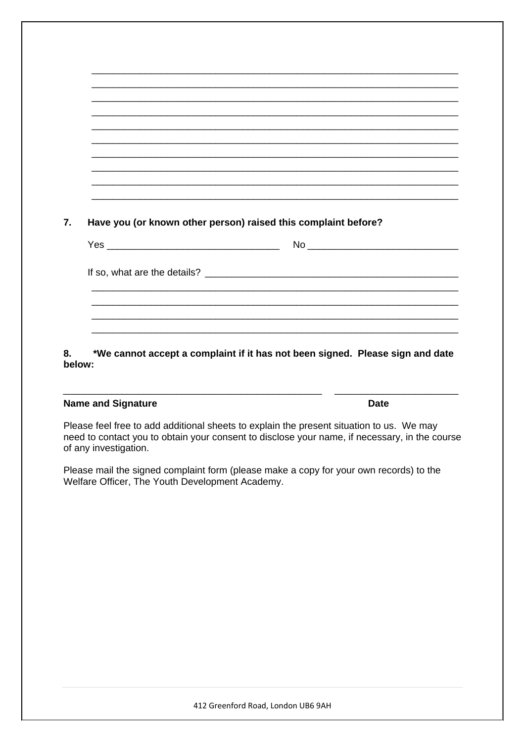______________________________________________________________________

______________________________________________________________________

______________________________________________________________________

______________________________________________________________________

______________________________________________________________________

______________________________________________________________________

______________________________________________________________________

______________________________________________________________________

______________________________________________________________________

______________________________________________________________________

**7. Have you (or known other person) raised this complaint before?**

Yes ________________________________ No ____________________________

If so, what are the details? _______________________________________________

______________________________________________________________________

______________________________________________________________________

______________________________________________________________________

______________________________________________________________________

**8. *We cannot accept a complaint if it has not been signed. Please sign and date below:**

_______________________________________________ ______________________

**Name and Signature** **Date**

Please feel free to add additional sheets to explain the present situation to us. We may need to contact you to obtain your consent to disclose your name, if necessary, in the course of any investigation.

Please mail the signed complaint form (please make a copy for your own records) to the Welfare Officer, The Youth Development Academy.

412 Greenford Road, London UB6 9AH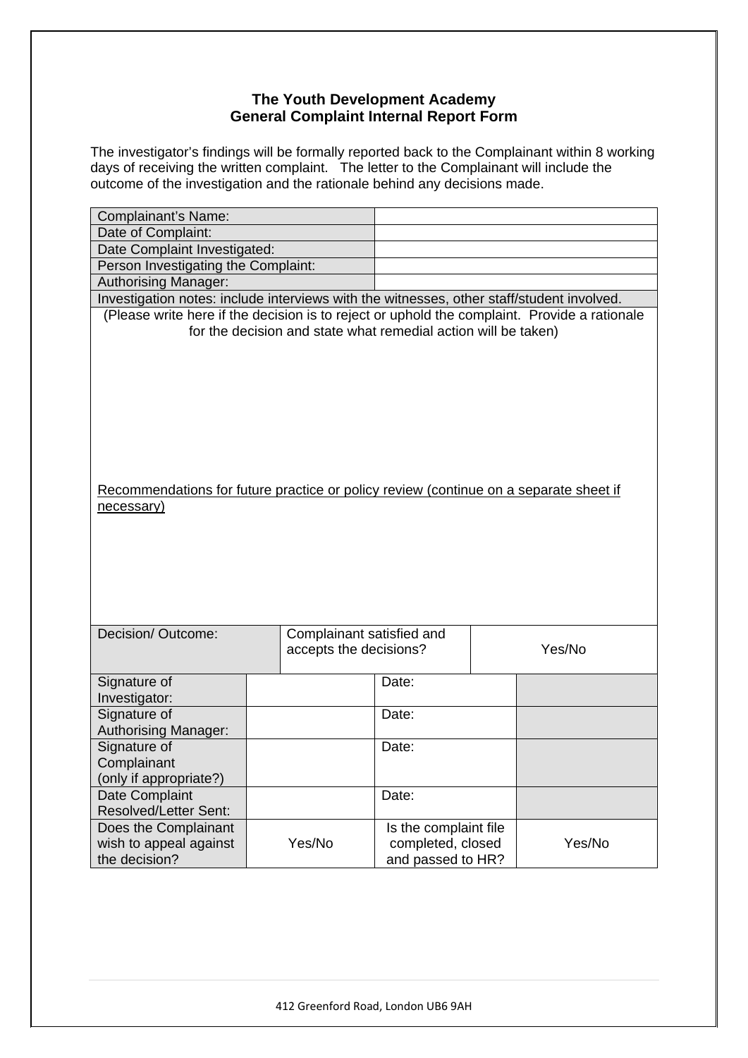# The Youth Development Academy
## General Complaint Internal Report Form

The investigator's findings will be formally reported back to the Complainant within 8 working days of receiving the written complaint. The letter to the Complainant will include the outcome of the investigation and the rationale behind any decisions made.

| | |
|---|---|
| Complainant's Name: | |
| Date of Complaint: | |
| Date Complaint Investigated: | |
| Person Investigating the Complaint: | |
| Authorising Manager: | |

Investigation notes: include interviews with the witnesses, other staff/student involved.

(Please write here if the decision is to reject or uphold the complaint. Provide a rationale for the decision and state what remedial action will be taken)

Recommendations for future practice or policy review (continue on a separate sheet if necessary)

| Decision/ Outcome: | Complainant satisfied and accepts the decisions? | Yes/No |
|---|---|---|

| | | | |
|---|---|---|---|
| Signature of Investigator: | | Date: | |
| Signature of Authorising Manager: | | Date: | |
| Signature of Complainant (only if appropriate?) | | Date: | |
| Date Complaint Resolved/Letter Sent: | | Date: | |
| Does the Complainant wish to appeal against the decision? | Yes/No | Is the complaint file completed, closed and passed to HR? | Yes/No |

412 Greenford Road, London UB6 9AH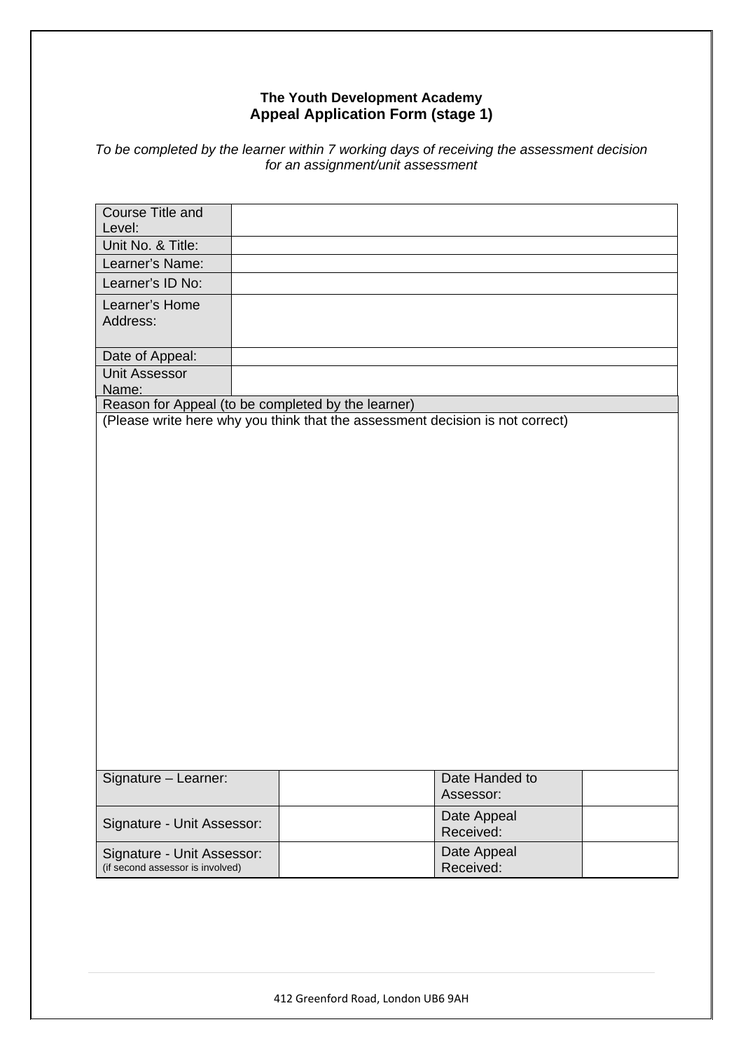**The Youth Development Academy**

### Appeal Application Form (stage 1)

*To be completed by the learner within 7 working days of receiving the assessment decision for an assignment/unit assessment*

| Course Title and Level: | |
|---|---|
| Unit No. & Title: | |
| Learner's Name: | |
| Learner's ID No: | |
| Learner's Home Address: | |
| Date of Appeal: | |
| Unit Assessor Name: | |

| Reason for Appeal (to be completed by the learner) |
|---|
| (Please write here why you think that the assessment decision is not correct) |

| Signature – Learner: | | Date Handed to Assessor: | |
|---|---|---|---|
| Signature - Unit Assessor: | | Date Appeal Received: | |
| Signature - Unit Assessor: (if second assessor is involved) | | Date Appeal Received: | |

412 Greenford Road, London UB6 9AH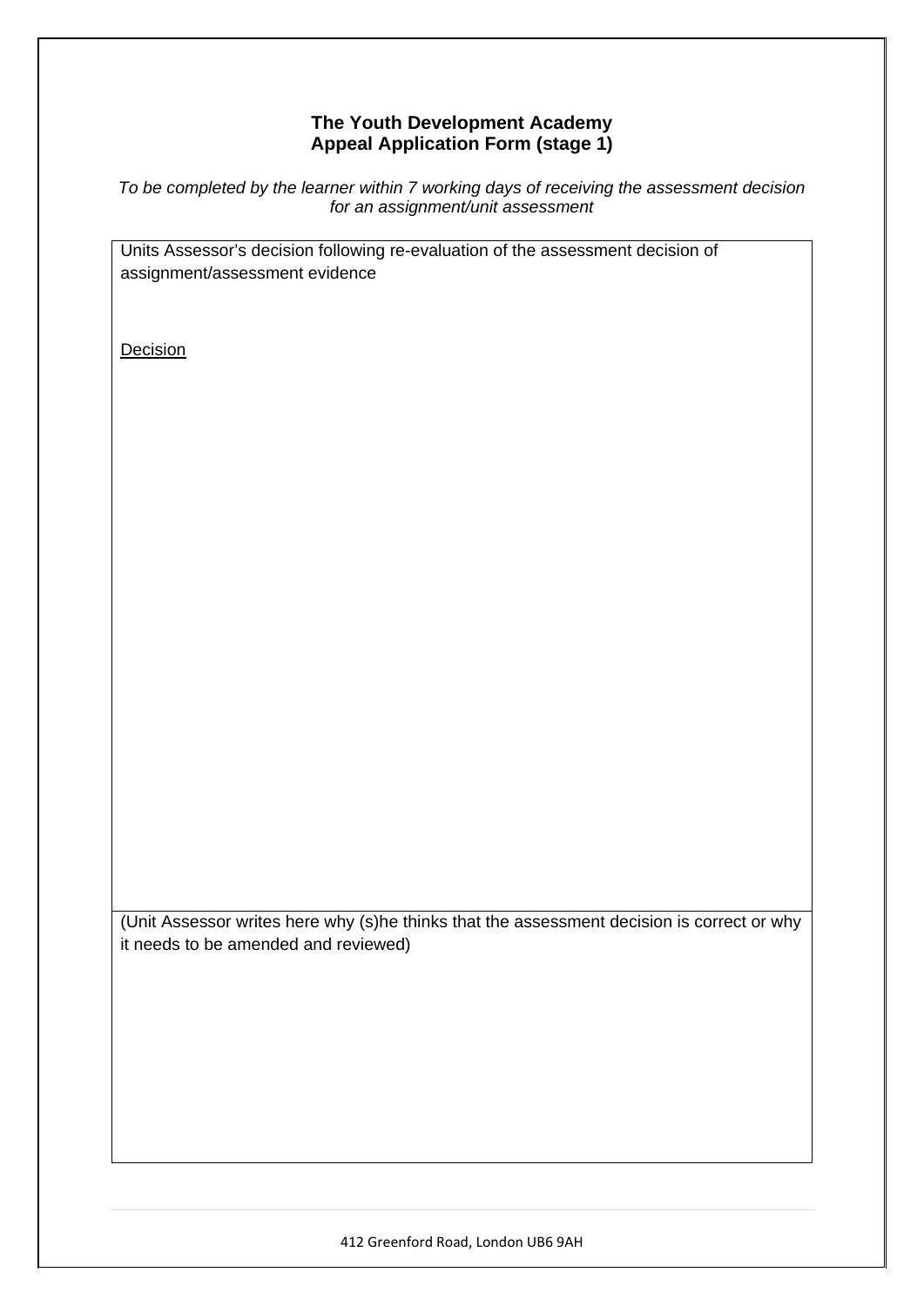**The Youth Development Academy**
**Appeal Application Form (stage 1)**

*To be completed by the learner within 7 working days of receiving the assessment decision for an assignment/unit assessment*

| Units Assessor's decision following re-evaluation of the assessment decision of assignment/assessment evidence<br><br>Decision |
|---|
| (Unit Assessor writes here why (s)he thinks that the assessment decision is correct or why it needs to be amended and reviewed) |

412 Greenford Road, London UB6 9AH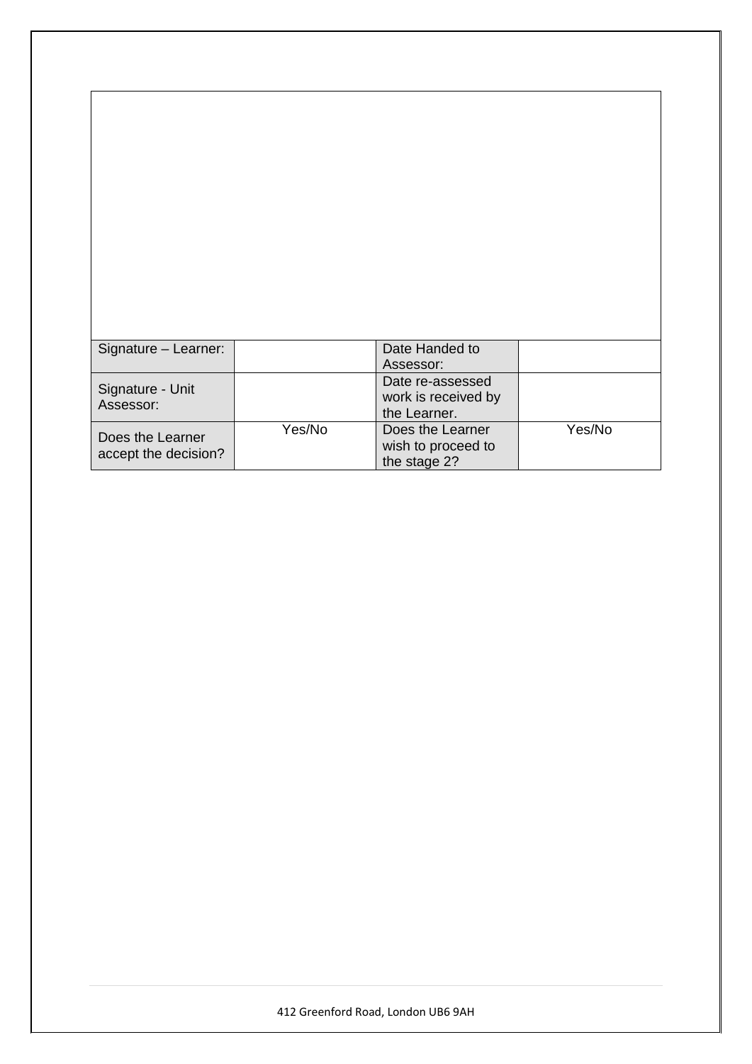| | | | |
|---|---|---|---|
| Signature – Learner: | | Date Handed to Assessor: | |
| Signature - Unit Assessor: | | Date re-assessed work is received by the Learner. | |
| Does the Learner accept the decision? | Yes/No | Does the Learner wish to proceed to the stage 2? | Yes/No |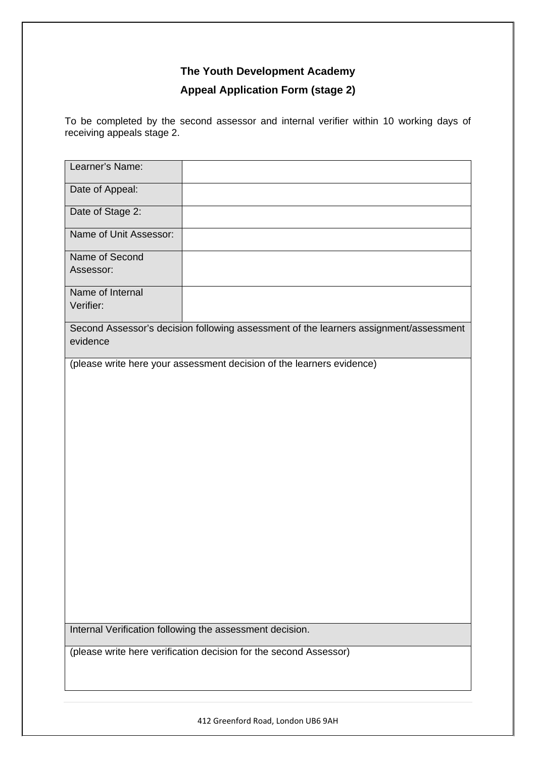**The Youth Development Academy**

**Appeal Application Form (stage 2)**

To be completed by the second assessor and internal verifier within 10 working days of receiving appeals stage 2.

| | |
|---|---|
| Learner's Name: | |
| Date of Appeal: | |
| Date of Stage 2: | |
| Name of Unit Assessor: | |
| Name of Second Assessor: | |
| Name of Internal Verifier: | |
| Second Assessor's decision following assessment of the learners assignment/assessment evidence | |
| (please write here your assessment decision of the learners evidence) | |
| Internal Verification following the assessment decision. | |
| (please write here verification decision for the second Assessor) | |

412 Greenford Road, London UB6 9AH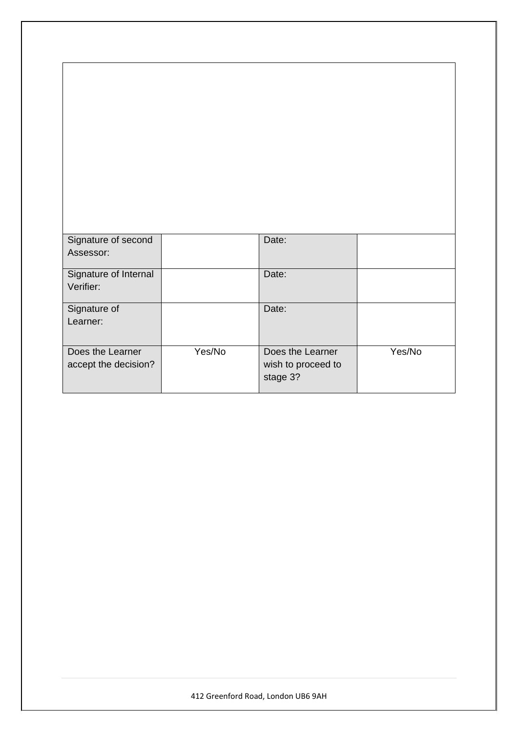| | | | |
|---|---|---|---|
| Signature of second Assessor: | | Date: | |
| Signature of Internal Verifier: | | Date: | |
| Signature of Learner: | | Date: | |
| Does the Learner accept the decision? | Yes/No | Does the Learner wish to proceed to stage 3? | Yes/No |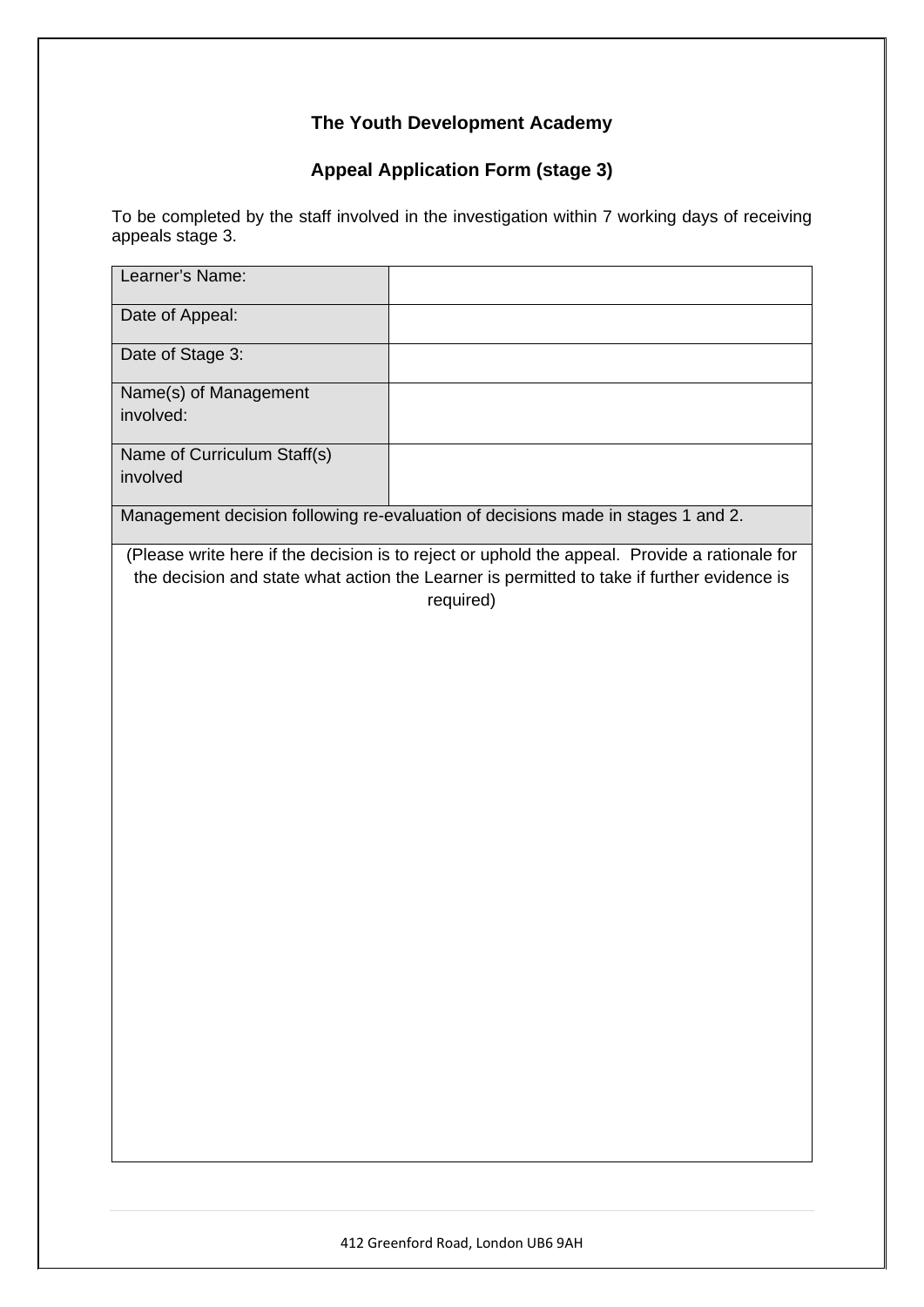**The Youth Development Academy**

**Appeal Application Form (stage 3)**

To be completed by the staff involved in the investigation within 7 working days of receiving appeals stage 3.

| | |
|---|---|
| Learner's Name: | |
| Date of Appeal: | |
| Date of Stage 3: | |
| Name(s) of Management involved: | |
| Name of Curriculum Staff(s) involved | |
| Management decision following re-evaluation of decisions made in stages 1 and 2. | |
| (Please write here if the decision is to reject or uphold the appeal. Provide a rationale for the decision and state what action the Learner is permitted to take if further evidence is required) | |

412 Greenford Road, London UB6 9AH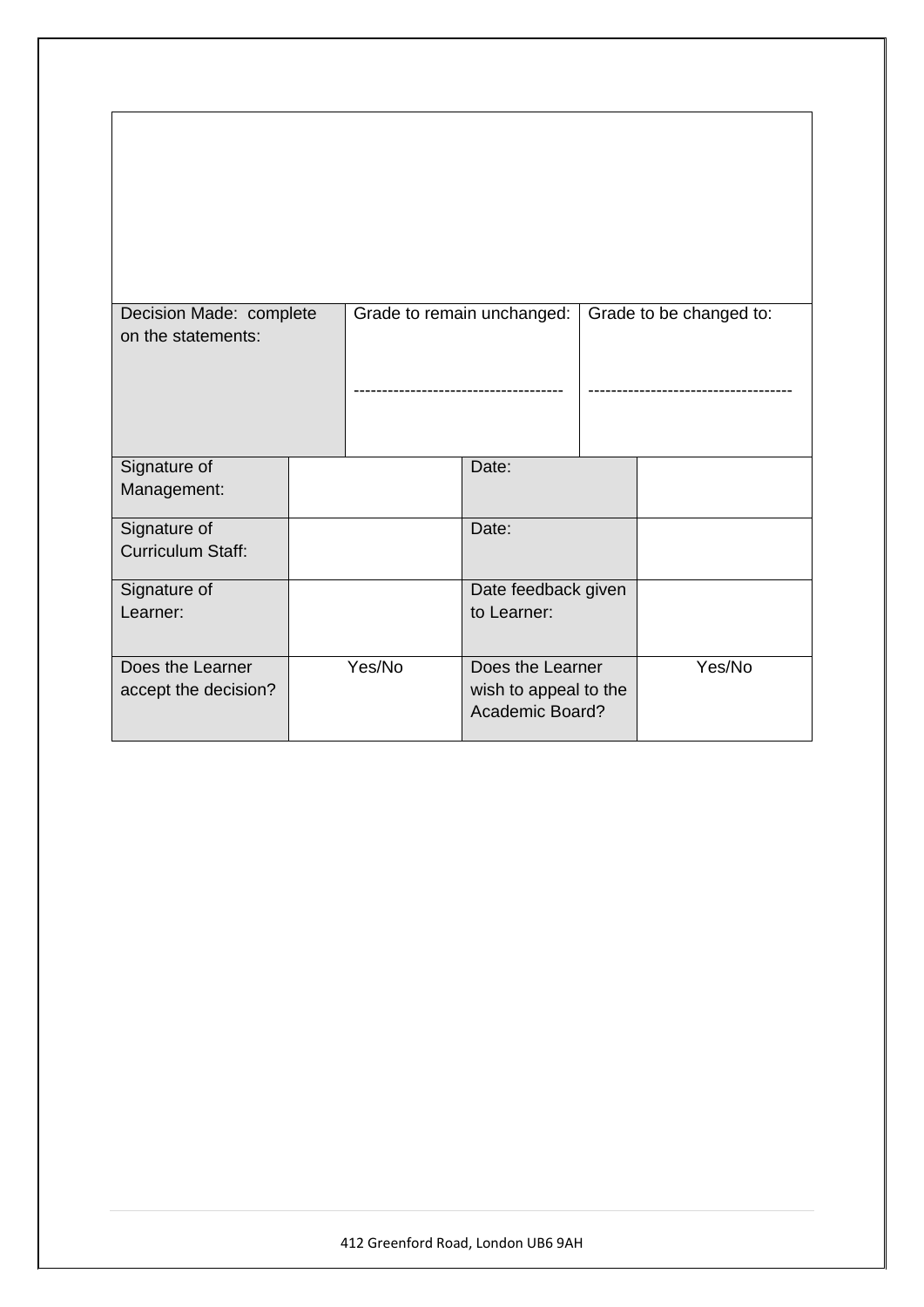| | | | |
|---|---|---|---|
| Decision Made: complete on the statements: | Grade to remain unchanged:<br><br>------------------------------------- | Grade to be changed to:<br><br>------------------------------------- | |
| Signature of Management: | | Date: | |
| Signature of Curriculum Staff: | | Date: | |
| Signature of Learner: | | Date feedback given to Learner: | |
| Does the Learner accept the decision? | Yes/No | Does the Learner wish to appeal to the Academic Board? | Yes/No |

412 Greenford Road, London UB6 9AH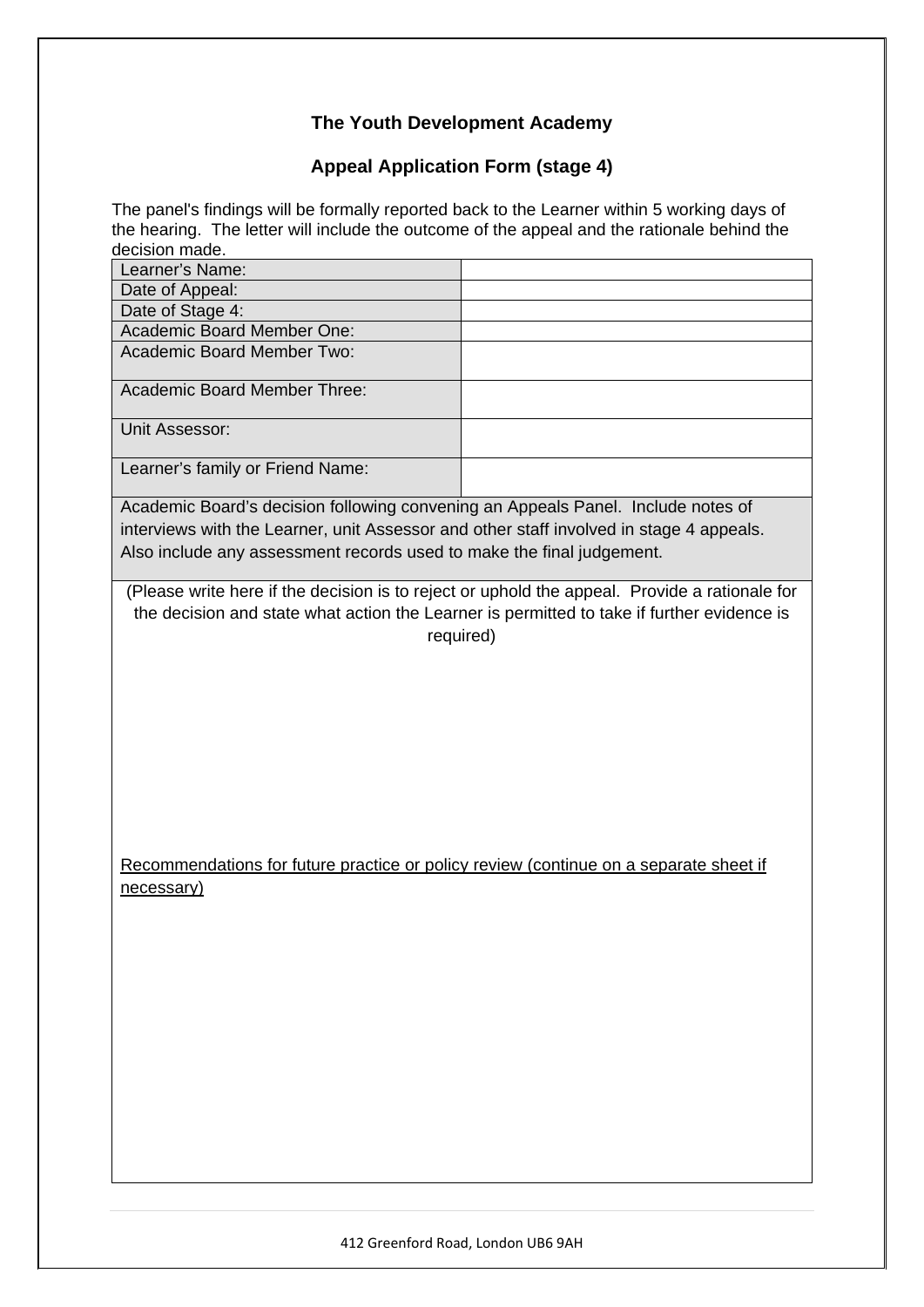**The Youth Development Academy**

**Appeal Application Form (stage 4)**

The panel's findings will be formally reported back to the Learner within 5 working days of the hearing. The letter will include the outcome of the appeal and the rationale behind the decision made.

| | |
|---|---|
| Learner's Name: | |
| Date of Appeal: | |
| Date of Stage 4: | |
| Academic Board Member One: | |
| Academic Board Member Two: | |
| Academic Board Member Three: | |
| Unit Assessor: | |
| Learner's family or Friend Name: | |

Academic Board's decision following convening an Appeals Panel. Include notes of interviews with the Learner, unit Assessor and other staff involved in stage 4 appeals. Also include any assessment records used to make the final judgement.

(Please write here if the decision is to reject or uphold the appeal. Provide a rationale for the decision and state what action the Learner is permitted to take if further evidence is required)

Recommendations for future practice or policy review (continue on a separate sheet if necessary)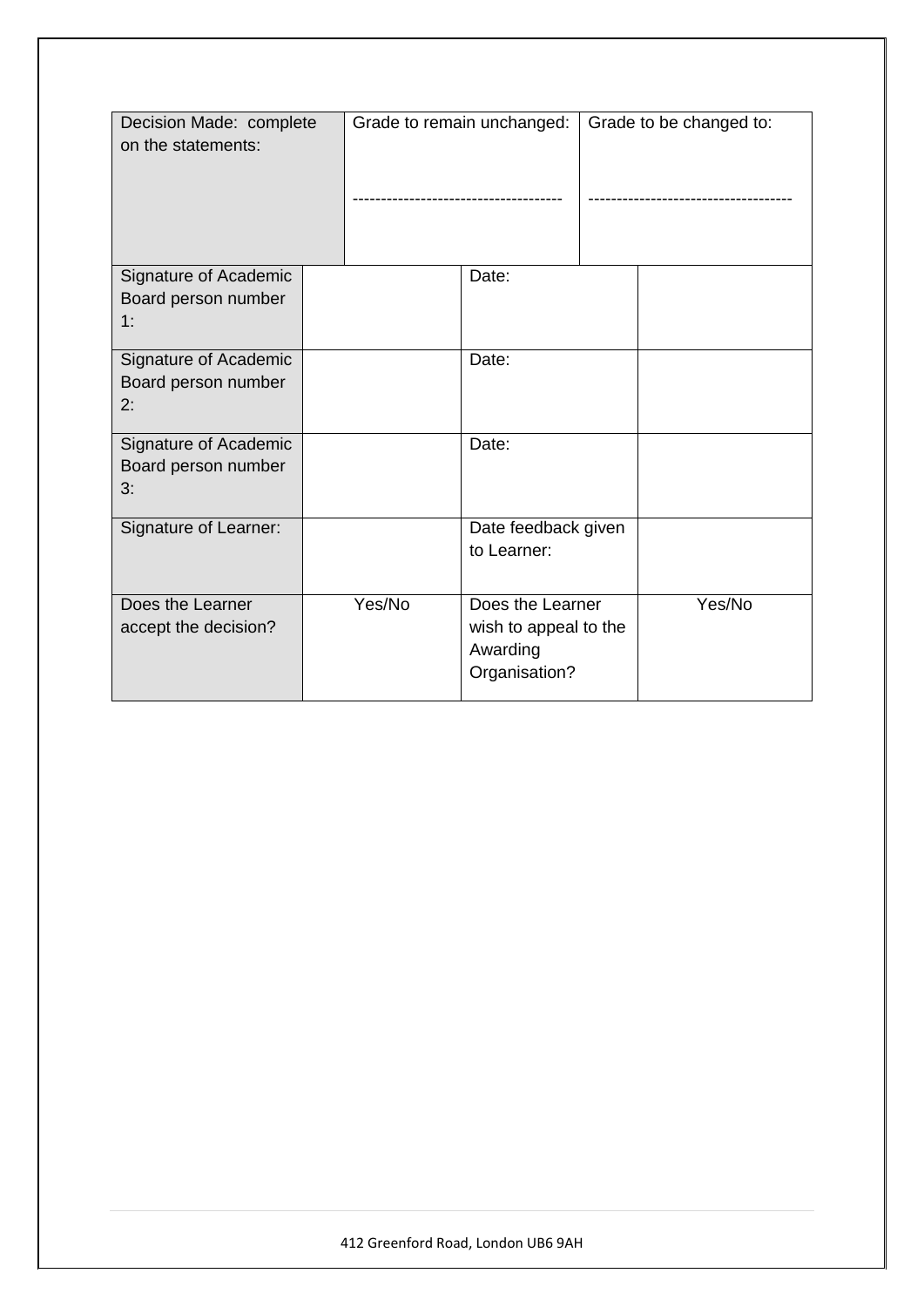| Decision Made: complete on the statements: | Grade to remain unchanged: ------------------------------------ | | Grade to be changed to: ----------------------------------- |
|---|---|---|---|
| Signature of Academic Board person number 1: | | Date: | |
| Signature of Academic Board person number 2: | | Date: | |
| Signature of Academic Board person number 3: | | Date: | |
| Signature of Learner: | | Date feedback given to Learner: | |
| Does the Learner accept the decision? | Yes/No | Does the Learner wish to appeal to the Awarding Organisation? | Yes/No |

412 Greenford Road, London UB6 9AH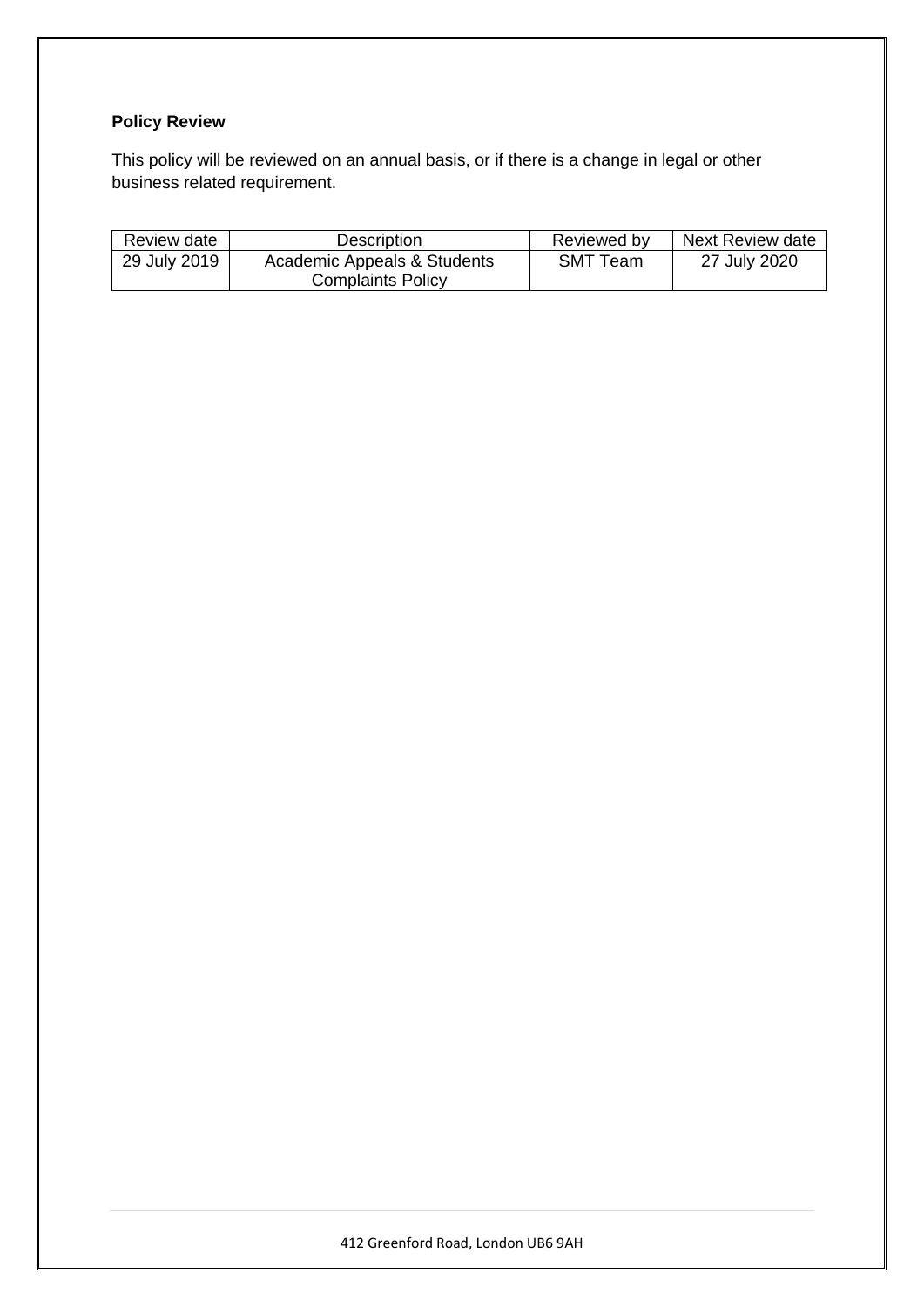**Policy Review**

This policy will be reviewed on an annual basis, or if there is a change in legal or other business related requirement.

| Review date | Description | Reviewed by | Next Review date |
|---|---|---|---|
| 29 July 2019 | Academic Appeals & Students Complaints Policy | SMT Team | 27 July 2020 |